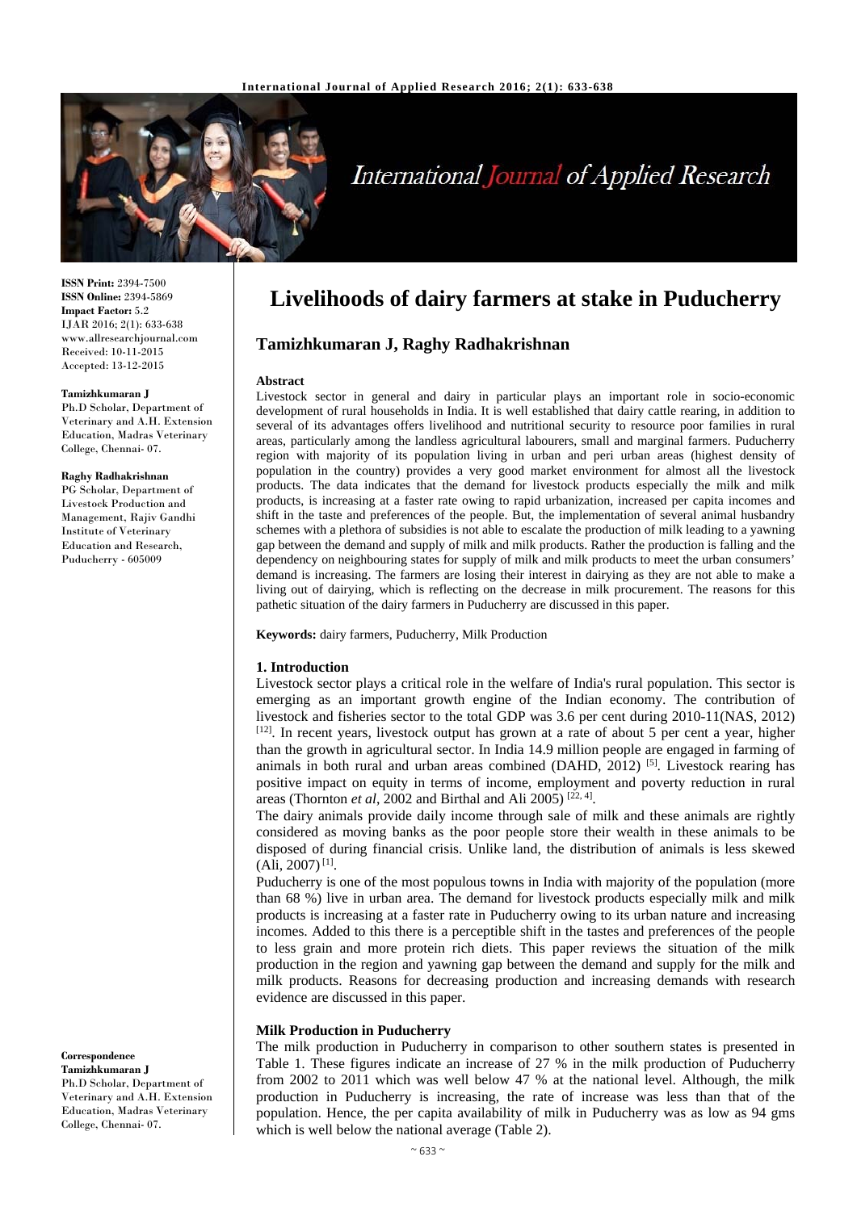# Livelihoods of dairy farmers at stake in Puducherry

## Tamizhkumaran J, Raghy Radhakrishnan

ISSN Print: 2394-7500
ISSN Online: 2394-5869
Impact Factor: 5.2
IJAR 2016; 2(1): 633-638
www.allresearchjournal.com
Received: 10-11-2015
Accepted: 13-12-2015

**Tamizhkumaran J**
Ph.D Scholar, Department of Veterinary and A.H. Extension Education, Madras Veterinary College, Chennai- 07.

**Raghy Radhakrishnan**
PG Scholar, Department of Livestock Production and Management, Rajiv Gandhi Institute of Veterinary Education and Research, Puducherry - 605009

**Correspondence**
**Tamizhkumaran J**
Ph.D Scholar, Department of Veterinary and A.H. Extension Education, Madras Veterinary College, Chennai- 07.

### Abstract

Livestock sector in general and dairy in particular plays an important role in socio-economic development of rural households in India. It is well established that dairy cattle rearing, in addition to several of its advantages offers livelihood and nutritional security to resource poor families in rural areas, particularly among the landless agricultural labourers, small and marginal farmers. Puducherry region with majority of its population living in urban and peri urban areas (highest density of population in the country) provides a very good market environment for almost all the livestock products. The data indicates that the demand for livestock products especially the milk and milk products, is increasing at a faster rate owing to rapid urbanization, increased per capita incomes and shift in the taste and preferences of the people. But, the implementation of several animal husbandry schemes with a plethora of subsidies is not able to escalate the production of milk leading to a yawning gap between the demand and supply of milk and milk products. Rather the production is falling and the dependency on neighbouring states for supply of milk and milk products to meet the urban consumers' demand is increasing. The farmers are losing their interest in dairying as they are not able to make a living out of dairying, which is reflecting on the decrease in milk procurement. The reasons for this pathetic situation of the dairy farmers in Puducherry are discussed in this paper.

**Keywords:** dairy farmers, Puducherry, Milk Production

### 1. Introduction

Livestock sector plays a critical role in the welfare of India's rural population. This sector is emerging as an important growth engine of the Indian economy. The contribution of livestock and fisheries sector to the total GDP was 3.6 per cent during 2010-11(NAS, 2012) [12]. In recent years, livestock output has grown at a rate of about 5 per cent a year, higher than the growth in agricultural sector. In India 14.9 million people are engaged in farming of animals in both rural and urban areas combined (DAHD, 2012) [5]. Livestock rearing has positive impact on equity in terms of income, employment and poverty reduction in rural areas (Thornton *et al*, 2002 and Birthal and Ali 2005) [22, 4].

The dairy animals provide daily income through sale of milk and these animals are rightly considered as moving banks as the poor people store their wealth in these animals to be disposed of during financial crisis. Unlike land, the distribution of animals is less skewed (Ali, 2007) [1].

Puducherry is one of the most populous towns in India with majority of the population (more than 68 %) live in urban area. The demand for livestock products especially milk and milk products is increasing at a faster rate in Puducherry owing to its urban nature and increasing incomes. Added to this there is a perceptible shift in the tastes and preferences of the people to less grain and more protein rich diets. This paper reviews the situation of the milk production in the region and yawning gap between the demand and supply for the milk and milk products. Reasons for decreasing production and increasing demands with research evidence are discussed in this paper.

### Milk Production in Puducherry

The milk production in Puducherry in comparison to other southern states is presented in Table 1. These figures indicate an increase of 27 % in the milk production of Puducherry from 2002 to 2011 which was well below 47 % at the national level. Although, the milk production in Puducherry is increasing, the rate of increase was less than that of the population. Hence, the per capita availability of milk in Puducherry was as low as 94 gms which is well below the national average (Table 2).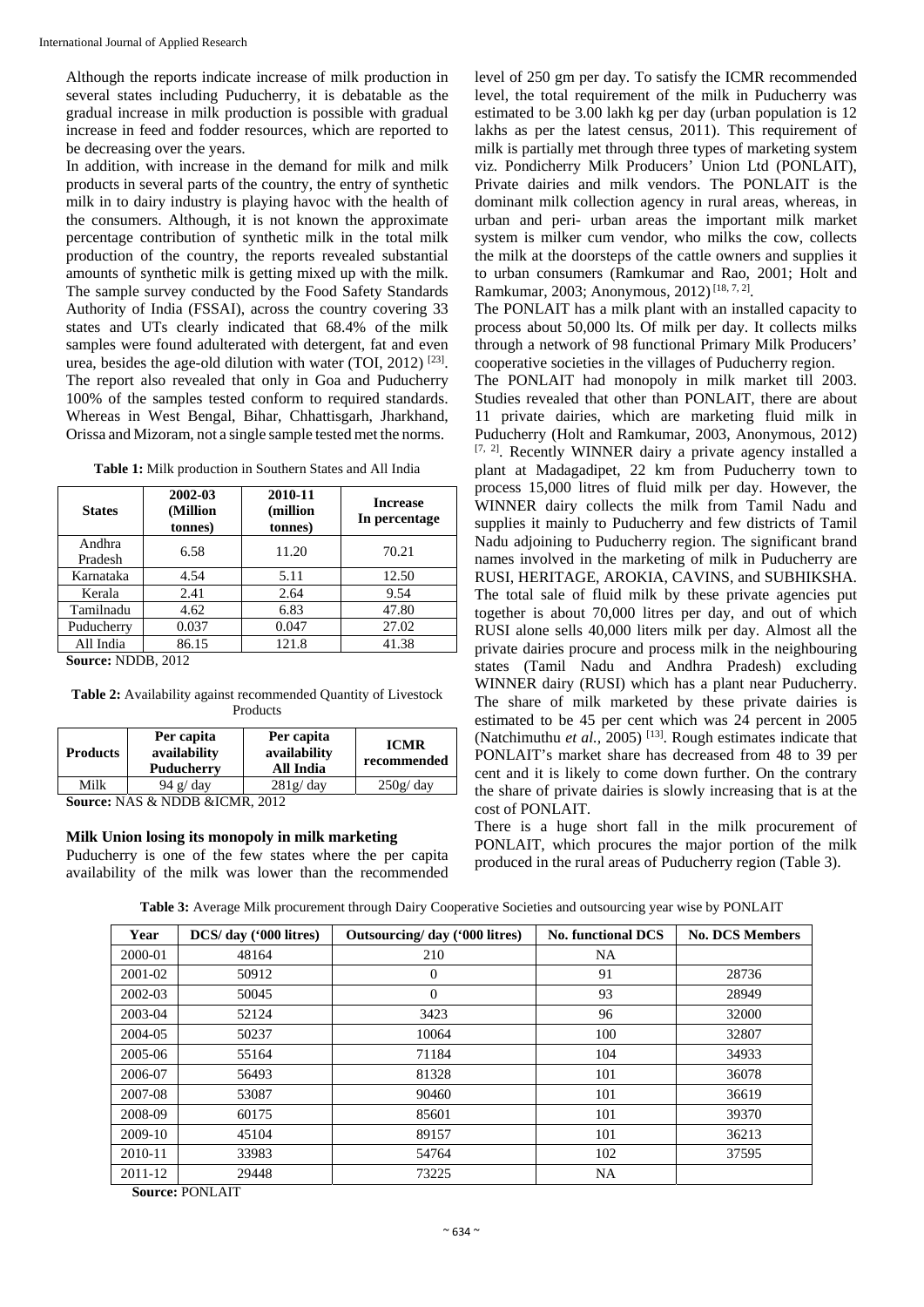Although the reports indicate increase of milk production in several states including Puducherry, it is debatable as the gradual increase in milk production is possible with gradual increase in feed and fodder resources, which are reported to be decreasing over the years.

In addition, with increase in the demand for milk and milk products in several parts of the country, the entry of synthetic milk in to dairy industry is playing havoc with the health of the consumers. Although, it is not known the approximate percentage contribution of synthetic milk in the total milk production of the country, the reports revealed substantial amounts of synthetic milk is getting mixed up with the milk. The sample survey conducted by the Food Safety Standards Authority of India (FSSAI), across the country covering 33 states and UTs clearly indicated that 68.4% of the milk samples were found adulterated with detergent, fat and even urea, besides the age-old dilution with water (TOI, 2012) [23]. The report also revealed that only in Goa and Puducherry 100% of the samples tested conform to required standards. Whereas in West Bengal, Bihar, Chhattisgarh, Jharkhand, Orissa and Mizoram, not a single sample tested met the norms.

**Table 1:** Milk production in Southern States and All India

| States | 2002-03 (Million tonnes) | 2010-11 (million tonnes) | Increase In percentage |
|---|---|---|---|
| Andhra Pradesh | 6.58 | 11.20 | 70.21 |
| Karnataka | 4.54 | 5.11 | 12.50 |
| Kerala | 2.41 | 2.64 | 9.54 |
| Tamilnadu | 4.62 | 6.83 | 47.80 |
| Puducherry | 0.037 | 0.047 | 27.02 |
| All India | 86.15 | 121.8 | 41.38 |

**Source:** NDDB, 2012

**Table 2:** Availability against recommended Quantity of Livestock Products

| Products | Per capita availability Puducherry | Per capita availability All India | ICMR recommended |
|---|---|---|---|
| Milk | 94 g/ day | 281g/ day | 250g/ day |

**Source:** NAS & NDDB &ICMR, 2012

### Milk Union losing its monopoly in milk marketing

Puducherry is one of the few states where the per capita availability of the milk was lower than the recommended level of 250 gm per day. To satisfy the ICMR recommended level, the total requirement of the milk in Puducherry was estimated to be 3.00 lakh kg per day (urban population is 12 lakhs as per the latest census, 2011). This requirement of milk is partially met through three types of marketing system viz. Pondicherry Milk Producers' Union Ltd (PONLAIT), Private dairies and milk vendors. The PONLAIT is the dominant milk collection agency in rural areas, whereas, in urban and peri- urban areas the important milk market system is milker cum vendor, who milks the cow, collects the milk at the doorsteps of the cattle owners and supplies it to urban consumers (Ramkumar and Rao, 2001; Holt and Ramkumar, 2003; Anonymous, 2012) [18, 7, 2].

The PONLAIT has a milk plant with an installed capacity to process about 50,000 lts. Of milk per day. It collects milks through a network of 98 functional Primary Milk Producers' cooperative societies in the villages of Puducherry region.

The PONLAIT had monopoly in milk market till 2003. Studies revealed that other than PONLAIT, there are about 11 private dairies, which are marketing fluid milk in Puducherry (Holt and Ramkumar, 2003, Anonymous, 2012) [7, 2]. Recently WINNER dairy a private agency installed a plant at Madagadipet, 22 km from Puducherry town to process 15,000 litres of fluid milk per day. However, the WINNER dairy collects the milk from Tamil Nadu and supplies it mainly to Puducherry and few districts of Tamil Nadu adjoining to Puducherry region. The significant brand names involved in the marketing of milk in Puducherry are RUSI, HERITAGE, AROKIA, CAVINS, and SUBHIKSHA. The total sale of fluid milk by these private agencies put together is about 70,000 litres per day, and out of which RUSI alone sells 40,000 liters milk per day. Almost all the private dairies procure and process milk in the neighbouring states (Tamil Nadu and Andhra Pradesh) excluding WINNER dairy (RUSI) which has a plant near Puducherry. The share of milk marketed by these private dairies is estimated to be 45 per cent which was 24 percent in 2005 (Natchimuthu *et al.,* 2005) [13]. Rough estimates indicate that PONLAIT's market share has decreased from 48 to 39 per cent and it is likely to come down further. On the contrary the share of private dairies is slowly increasing that is at the cost of PONLAIT.

There is a huge short fall in the milk procurement of PONLAIT, which procures the major portion of the milk produced in the rural areas of Puducherry region (Table 3).

**Table 3:** Average Milk procurement through Dairy Cooperative Societies and outsourcing year wise by PONLAIT

| Year | DCS/ day ('000 litres) | Outsourcing/ day ('000 litres) | No. functional DCS | No. DCS Members |
|---|---|---|---|---|
| 2000-01 | 48164 | 210 | NA | |
| 2001-02 | 50912 | 0 | 91 | 28736 |
| 2002-03 | 50045 | 0 | 93 | 28949 |
| 2003-04 | 52124 | 3423 | 96 | 32000 |
| 2004-05 | 50237 | 10064 | 100 | 32807 |
| 2005-06 | 55164 | 71184 | 104 | 34933 |
| 2006-07 | 56493 | 81328 | 101 | 36078 |
| 2007-08 | 53087 | 90460 | 101 | 36619 |
| 2008-09 | 60175 | 85601 | 101 | 39370 |
| 2009-10 | 45104 | 89157 | 101 | 36213 |
| 2010-11 | 33983 | 54764 | 102 | 37595 |
| 2011-12 | 29448 | 73225 | NA | |

**Source:** PONLAIT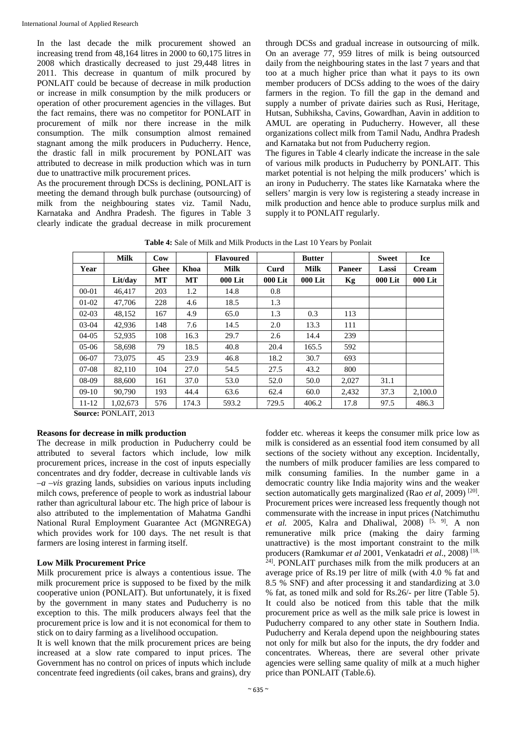In the last decade the milk procurement showed an increasing trend from 48,164 litres in 2000 to 60,175 litres in 2008 which drastically decreased to just 29,448 litres in 2011. This decrease in quantum of milk procured by PONLAIT could be because of decrease in milk production or increase in milk consumption by the milk producers or operation of other procurement agencies in the villages. But the fact remains, there was no competitor for PONLAIT in procurement of milk nor there increase in the milk consumption. The milk consumption almost remained stagnant among the milk producers in Puducherry. Hence, the drastic fall in milk procurement by PONLAIT was attributed to decrease in milk production which was in turn due to unattractive milk procurement prices.

As the procurement through DCSs is declining, PONLAIT is meeting the demand through bulk purchase (outsourcing) of milk from the neighbouring states viz. Tamil Nadu, Karnataka and Andhra Pradesh. The figures in Table 3 clearly indicate the gradual decrease in milk procurement through DCSs and gradual increase in outsourcing of milk. On an average 77, 959 litres of milk is being outsourced daily from the neighbouring states in the last 7 years and that too at a much higher price than what it pays to its own member producers of DCSs adding to the woes of the dairy farmers in the region. To fill the gap in the demand and supply a number of private dairies such as Rusi, Heritage, Hutsan, Subhiksha, Cavins, Gowardhan, Aavin in addition to AMUL are operating in Puducherry. However, all these organizations collect milk from Tamil Nadu, Andhra Pradesh and Karnataka but not from Puducherry region.

The figures in Table 4 clearly indicate the increase in the sale of various milk products in Puducherry by PONLAIT. This market potential is not helping the milk producers' which is an irony in Puducherry. The states like Karnataka where the sellers' margin is very low is registering a steady increase in milk production and hence able to produce surplus milk and supply it to PONLAIT regularly.

**Table 4:** Sale of Milk and Milk Products in the Last 10 Years by Ponlait

| Year | Milk | Cow Ghee | Khoa | Flavoured Milk | Curd | Butter Milk | Paneer | Sweet Lassi | Ice Cream |
|---|---|---|---|---|---|---|---|---|---|
| | Lit/day | MT | MT | 000 Lit | 000 Lit | 000 Lit | Kg | 000 Lit | 000 Lit |
| 00-01 | 46,417 | 203 | 1.2 | 14.8 | 0.8 | | | | |
| 01-02 | 47,706 | 228 | 4.6 | 18.5 | 1.3 | | | | |
| 02-03 | 48,152 | 167 | 4.9 | 65.0 | 1.3 | 0.3 | 113 | | |
| 03-04 | 42,936 | 148 | 7.6 | 14.5 | 2.0 | 13.3 | 111 | | |
| 04-05 | 52,935 | 108 | 16.3 | 29.7 | 2.6 | 14.4 | 239 | | |
| 05-06 | 58,698 | 79 | 18.5 | 40.8 | 20.4 | 165.5 | 592 | | |
| 06-07 | 73,075 | 45 | 23.9 | 46.8 | 18.2 | 30.7 | 693 | | |
| 07-08 | 82,110 | 104 | 27.0 | 54.5 | 27.5 | 43.2 | 800 | | |
| 08-09 | 88,600 | 161 | 37.0 | 53.0 | 52.0 | 50.0 | 2,027 | 31.1 | |
| 09-10 | 90,790 | 193 | 44.4 | 63.6 | 62.4 | 60.0 | 2,432 | 37.3 | 2,100.0 |
| 11-12 | 1,02,673 | 576 | 174.3 | 593.2 | 729.5 | 406.2 | 17.8 | 97.5 | 486.3 |

**Source:** PONLAIT, 2013

### Reasons for decrease in milk production

The decrease in milk production in Puducherry could be attributed to several factors which include, low milk procurement prices, increase in the cost of inputs especially concentrates and dry fodder, decrease in cultivable lands *vis –a –vis* grazing lands, subsidies on various inputs including milch cows, preference of people to work as industrial labour rather than agricultural labour etc. The high price of labour is also attributed to the implementation of Mahatma Gandhi National Rural Employment Guarantee Act (MGNREGA) which provides work for 100 days. The net result is that farmers are losing interest in farming itself.

### Low Milk Procurement Price

Milk procurement price is always a contentious issue. The milk procurement price is supposed to be fixed by the milk cooperative union (PONLAIT). But unfortunately, it is fixed by the government in many states and Puducherry is no exception to this. The milk producers always feel that the procurement price is low and it is not economical for them to stick on to dairy farming as a livelihood occupation.

It is well known that the milk procurement prices are being increased at a slow rate compared to input prices. The Government has no control on prices of inputs which include concentrate feed ingredients (oil cakes, brans and grains), dry fodder etc. whereas it keeps the consumer milk price low as milk is considered as an essential food item consumed by all sections of the society without any exception. Incidentally, the numbers of milk producer families are less compared to milk consuming families. In the number game in a democratic country like India majority wins and the weaker section automatically gets marginalized (Rao *et al*, 2009) [20]. Procurement prices were increased less frequently though not commensurate with the increase in input prices (Natchimuthu *et al.* 2005, Kalra and Dhaliwal, 2008) [5, 9]. A non remunerative milk price (making the dairy farming unattractive) is the most important constraint to the milk producers (Ramkumar *et al* 2001, Venkatadri *et al.*, 2008) [18, 24]. PONLAIT purchases milk from the milk producers at an average price of Rs.19 per litre of milk (with 4.0 % fat and 8.5 % SNF) and after processing it and standardizing at 3.0 % fat, as toned milk and sold for Rs.26/- per litre (Table 5). It could also be noticed from this table that the milk procurement price as well as the milk sale price is lowest in Puducherry compared to any other state in Southern India. Puducherry and Kerala depend upon the neighbouring states not only for milk but also for the inputs, the dry fodder and concentrates. Whereas, there are several other private agencies were selling same quality of milk at a much higher price than PONLAIT (Table.6).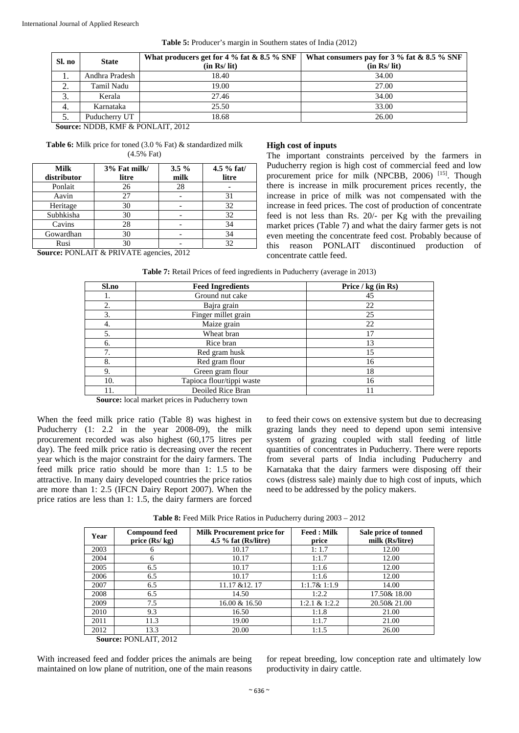**Table 5:** Producer's margin in Southern states of India (2012)

| Sl. no | State | What producers get for 4 % fat & 8.5 % SNF (in Rs/ lit) | What consumers pay for 3 % fat & 8.5 % SNF (in Rs/ lit) |
|---|---|---|---|
| 1. | Andhra Pradesh | 18.40 | 34.00 |
| 2. | Tamil Nadu | 19.00 | 27.00 |
| 3. | Kerala | 27.46 | 34.00 |
| 4. | Karnataka | 25.50 | 33.00 |
| 5. | Puducherry UT | 18.68 | 26.00 |

**Source:** NDDB, KMF & PONLAIT, 2012

**Table 6:** Milk price for toned (3.0 % Fat) & standardized milk (4.5% Fat)

| Milk distributor | 3% Fat milk/ litre | 3.5 % milk | 4.5 % fat/ litre |
|---|---|---|---|
| Ponlait | 26 | 28 | - |
| Aavin | 27 | - | 31 |
| Heritage | 30 | - | 32 |
| Subhkisha | 30 | - | 32 |
| Cavins | 28 | - | 34 |
| Gowardhan | 30 | - | 34 |
| Rusi | 30 | - | 32 |

**Source:** PONLAIT & PRIVATE agencies, 2012

**High cost of inputs**

The important constraints perceived by the farmers in Puducherry region is high cost of commercial feed and low procurement price for milk (NPCBB, 2006) [15]. Though there is increase in milk procurement prices recently, the increase in price of milk was not compensated with the increase in feed prices. The cost of production of concentrate feed is not less than Rs. 20/- per Kg with the prevailing market prices (Table 7) and what the dairy farmer gets is not even meeting the concentrate feed cost. Probably because of this reason PONLAIT discontinued production of concentrate cattle feed.

**Table 7:** Retail Prices of feed ingredients in Puducherry (average in 2013)

| Sl.no | Feed Ingredients | Price / kg (in Rs) |
|---|---|---|
| 1. | Ground nut cake | 45 |
| 2. | Bajra grain | 22 |
| 3. | Finger millet grain | 25 |
| 4. | Maize grain | 22 |
| 5. | Wheat bran | 17 |
| 6. | Rice bran | 13 |
| 7. | Red gram husk | 15 |
| 8. | Red gram flour | 16 |
| 9. | Green gram flour | 18 |
| 10. | Tapioca flour/tippi waste | 16 |
| 11. | Deoiled Rice Bran | 11 |

**Source:** local market prices in Puducherry town

When the feed milk price ratio (Table 8) was highest in Puducherry (1: 2.2 in the year 2008-09), the milk procurement recorded was also highest (60,175 litres per day). The feed milk price ratio is decreasing over the recent year which is the major constraint for the dairy farmers. The feed milk price ratio should be more than 1: 1.5 to be attractive. In many dairy developed countries the price ratios are more than 1: 2.5 (IFCN Dairy Report 2007). When the price ratios are less than 1: 1.5, the dairy farmers are forced to feed their cows on extensive system but due to decreasing grazing lands they need to depend upon semi intensive system of grazing coupled with stall feeding of little quantities of concentrates in Puducherry. There were reports from several parts of India including Puducherry and Karnataka that the dairy farmers were disposing off their cows (distress sale) mainly due to high cost of inputs, which need to be addressed by the policy makers.

**Table 8:** Feed Milk Price Ratios in Puducherry during 2003 – 2012

| Year | Compound feed price (Rs/ kg) | Milk Procurement price for 4.5 % fat (Rs/litre) | Feed : Milk price | Sale price of tonned milk (Rs/litre) |
|---|---|---|---|---|
| 2003 | 6 | 10.17 | 1: 1.7 | 12.00 |
| 2004 | 6 | 10.17 | 1:1.7 | 12.00 |
| 2005 | 6.5 | 10.17 | 1:1.6 | 12.00 |
| 2006 | 6.5 | 10.17 | 1:1.6 | 12.00 |
| 2007 | 6.5 | 11.17 &12. 17 | 1:1.7& 1:1.9 | 14.00 |
| 2008 | 6.5 | 14.50 | 1:2.2 | 17.50& 18.00 |
| 2009 | 7.5 | 16.00 & 16.50 | 1:2.1 & 1:2.2 | 20.50& 21.00 |
| 2010 | 9.3 | 16.50 | 1:1.8 | 21.00 |
| 2011 | 11.3 | 19.00 | 1:1.7 | 21.00 |
| 2012 | 13.3 | 20.00 | 1:1.5 | 26.00 |

**Source:** PONLAIT, 2012

With increased feed and fodder prices the animals are being maintained on low plane of nutrition, one of the main reasons for repeat breeding, low conception rate and ultimately low productivity in dairy cattle.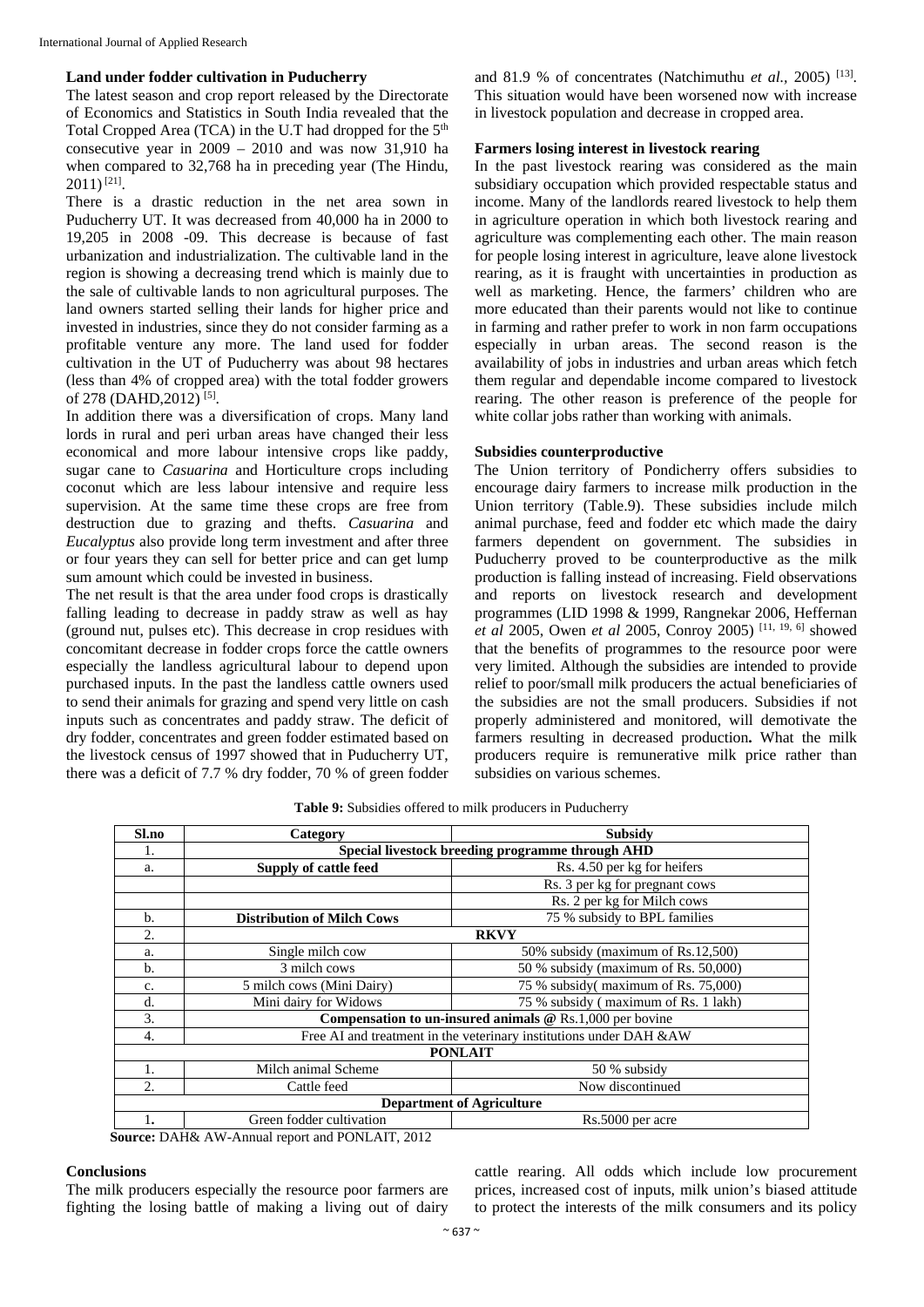## Land under fodder cultivation in Puducherry

The latest season and crop report released by the Directorate of Economics and Statistics in South India revealed that the Total Cropped Area (TCA) in the U.T had dropped for the 5th consecutive year in 2009 – 2010 and was now 31,910 ha when compared to 32,768 ha in preceding year (The Hindu, 2011) [21].

There is a drastic reduction in the net area sown in Puducherry UT. It was decreased from 40,000 ha in 2000 to 19,205 in 2008 -09. This decrease is because of fast urbanization and industrialization. The cultivable land in the region is showing a decreasing trend which is mainly due to the sale of cultivable lands to non agricultural purposes. The land owners started selling their lands for higher price and invested in industries, since they do not consider farming as a profitable venture any more. The land used for fodder cultivation in the UT of Puducherry was about 98 hectares (less than 4% of cropped area) with the total fodder growers of 278 (DAHD,2012) [5].

In addition there was a diversification of crops. Many land lords in rural and peri urban areas have changed their less economical and more labour intensive crops like paddy, sugar cane to *Casuarina* and Horticulture crops including coconut which are less labour intensive and require less supervision. At the same time these crops are free from destruction due to grazing and thefts. *Casuarina* and *Eucalyptus* also provide long term investment and after three or four years they can sell for better price and can get lump sum amount which could be invested in business.

The net result is that the area under food crops is drastically falling leading to decrease in paddy straw as well as hay (ground nut, pulses etc). This decrease in crop residues with concomitant decrease in fodder crops force the cattle owners especially the landless agricultural labour to depend upon purchased inputs. In the past the landless cattle owners used to send their animals for grazing and spend very little on cash inputs such as concentrates and paddy straw. The deficit of dry fodder, concentrates and green fodder estimated based on the livestock census of 1997 showed that in Puducherry UT, there was a deficit of 7.7 % dry fodder, 70 % of green fodder and 81.9 % of concentrates (Natchimuthu *et al.*, 2005) [13]. This situation would have been worsened now with increase in livestock population and decrease in cropped area.

## Farmers losing interest in livestock rearing

In the past livestock rearing was considered as the main subsidiary occupation which provided respectable status and income. Many of the landlords reared livestock to help them in agriculture operation in which both livestock rearing and agriculture was complementing each other. The main reason for people losing interest in agriculture, leave alone livestock rearing, as it is fraught with uncertainties in production as well as marketing. Hence, the farmers' children who are more educated than their parents would not like to continue in farming and rather prefer to work in non farm occupations especially in urban areas. The second reason is the availability of jobs in industries and urban areas which fetch them regular and dependable income compared to livestock rearing. The other reason is preference of the people for white collar jobs rather than working with animals.

## Subsidies counterproductive

The Union territory of Pondicherry offers subsidies to encourage dairy farmers to increase milk production in the Union territory (Table.9). These subsidies include milch animal purchase, feed and fodder etc which made the dairy farmers dependent on government. The subsidies in Puducherry proved to be counterproductive as the milk production is falling instead of increasing. Field observations and reports on livestock research and development programmes (LID 1998 & 1999, Rangnekar 2006, Heffernan *et al* 2005, Owen *et al* 2005, Conroy 2005) [11, 19, 6] showed that the benefits of programmes to the resource poor were very limited. Although the subsidies are intended to provide relief to poor/small milk producers the actual beneficiaries of the subsidies are not the small producers. Subsidies if not properly administered and monitored, will demotivate the farmers resulting in decreased production**.** What the milk producers require is remunerative milk price rather than subsidies on various schemes.

**Table 9:** Subsidies offered to milk producers in Puducherry

| Sl.no | Category | Subsidy |
|---|---|---|
| 1. | **Special livestock breeding programme through AHD** | |
| a. | **Supply of cattle feed** | Rs. 4.50 per kg for heifers |
| | | Rs. 3 per kg for pregnant cows |
| | | Rs. 2 per kg for Milch cows |
| b. | **Distribution of Milch Cows** | 75 % subsidy to BPL families |
| 2. | **RKVY** | |
| a. | Single milch cow | 50% subsidy (maximum of Rs.12,500) |
| b. | 3 milch cows | 50 % subsidy (maximum of Rs. 50,000) |
| c. | 5 milch cows (Mini Dairy) | 75 % subsidy( maximum of Rs. 75,000) |
| d. | Mini dairy for Widows | 75 % subsidy ( maximum of Rs. 1 lakh) |
| 3. | **Compensation to un-insured animals @** Rs.1,000 per bovine | |
| 4. | Free AI and treatment in the veterinary institutions under DAH &AW | |
| **PONLAIT** | | |
| 1. | Milch animal Scheme | 50 % subsidy |
| 2. | Cattle feed | Now discontinued |
| **Department of Agriculture** | | |
| 1**.** | Green fodder cultivation | Rs.5000 per acre |

**Source:** DAH& AW-Annual report and PONLAIT, 2012

## Conclusions

The milk producers especially the resource poor farmers are fighting the losing battle of making a living out of dairy cattle rearing. All odds which include low procurement prices, increased cost of inputs, milk union's biased attitude to protect the interests of the milk consumers and its policy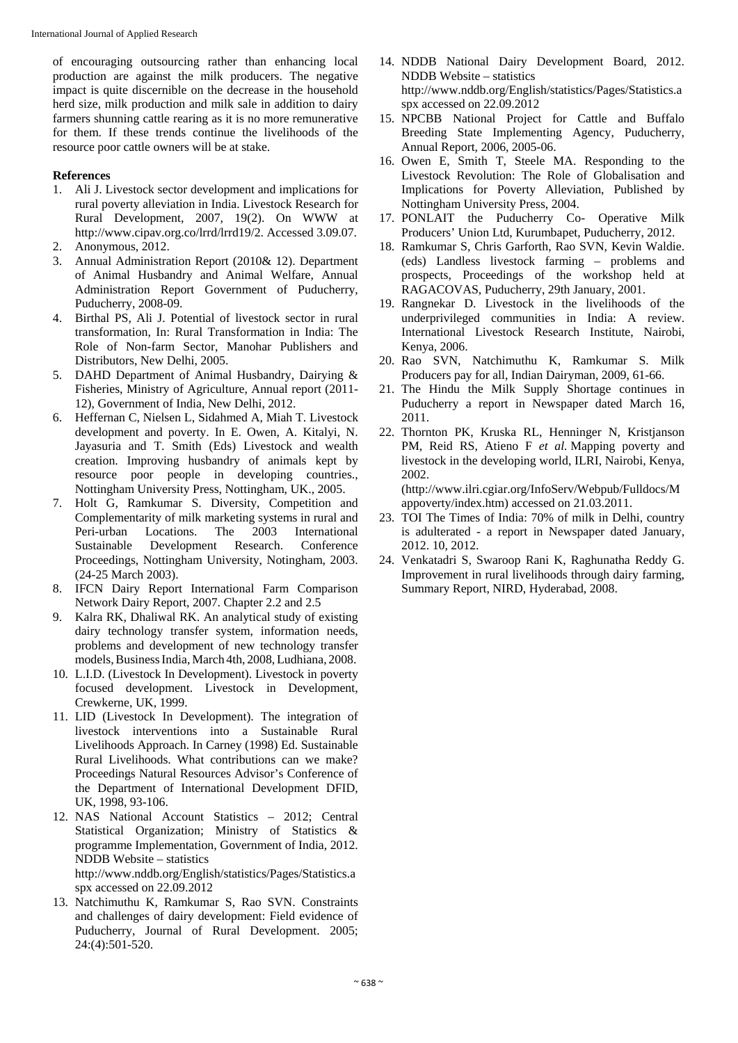of encouraging outsourcing rather than enhancing local production are against the milk producers. The negative impact is quite discernible on the decrease in the household herd size, milk production and milk sale in addition to dairy farmers shunning cattle rearing as it is no more remunerative for them. If these trends continue the livelihoods of the resource poor cattle owners will be at stake.

**References**

1. Ali J. Livestock sector development and implications for rural poverty alleviation in India. Livestock Research for Rural Development, 2007, 19(2). On WWW at http://www.cipav.org.co/lrrd/lrrd19/2. Accessed 3.09.07.
2. Anonymous, 2012.
3. Annual Administration Report (2010& 12). Department of Animal Husbandry and Animal Welfare, Annual Administration Report Government of Puducherry, Puducherry, 2008-09.
4. Birthal PS, Ali J. Potential of livestock sector in rural transformation, In: Rural Transformation in India: The Role of Non-farm Sector, Manohar Publishers and Distributors, New Delhi, 2005.
5. DAHD Department of Animal Husbandry, Dairying & Fisheries, Ministry of Agriculture, Annual report (2011-12), Government of India, New Delhi, 2012.
6. Heffernan C, Nielsen L, Sidahmed A, Miah T. Livestock development and poverty. In E. Owen, A. Kitalyi, N. Jayasuria and T. Smith (Eds) Livestock and wealth creation. Improving husbandry of animals kept by resource poor people in developing countries., Nottingham University Press, Nottingham, UK., 2005.
7. Holt G, Ramkumar S. Diversity, Competition and Complementarity of milk marketing systems in rural and Peri-urban Locations. The 2003 International Sustainable Development Research. Conference Proceedings, Nottingham University, Notingham, 2003. (24-25 March 2003).
8. IFCN Dairy Report International Farm Comparison Network Dairy Report, 2007. Chapter 2.2 and 2.5
9. Kalra RK, Dhaliwal RK. An analytical study of existing dairy technology transfer system, information needs, problems and development of new technology transfer models, Business India, March 4th, 2008, Ludhiana, 2008.
10. L.I.D. (Livestock In Development). Livestock in poverty focused development. Livestock in Development, Crewkerne, UK, 1999.
11. LID (Livestock In Development). The integration of livestock interventions into a Sustainable Rural Livelihoods Approach. In Carney (1998) Ed. Sustainable Rural Livelihoods. What contributions can we make? Proceedings Natural Resources Advisor's Conference of the Department of International Development DFID, UK, 1998, 93-106.
12. NAS National Account Statistics – 2012; Central Statistical Organization; Ministry of Statistics & programme Implementation, Government of India, 2012. NDDB Website – statistics http://www.nddb.org/English/statistics/Pages/Statistics.aspx accessed on 22.09.2012
13. Natchimuthu K, Ramkumar S, Rao SVN. Constraints and challenges of dairy development: Field evidence of Puducherry, Journal of Rural Development. 2005; 24:(4):501-520.
14. NDDB National Dairy Development Board, 2012. NDDB Website – statistics http://www.nddb.org/English/statistics/Pages/Statistics.aspx accessed on 22.09.2012
15. NPCBB National Project for Cattle and Buffalo Breeding State Implementing Agency, Puducherry, Annual Report, 2006, 2005-06.
16. Owen E, Smith T, Steele MA. Responding to the Livestock Revolution: The Role of Globalisation and Implications for Poverty Alleviation, Published by Nottingham University Press, 2004.
17. PONLAIT the Puducherry Co- Operative Milk Producers' Union Ltd, Kurumbapet, Puducherry, 2012.
18. Ramkumar S, Chris Garforth, Rao SVN, Kevin Waldie. (eds) Landless livestock farming – problems and prospects, Proceedings of the workshop held at RAGACOVAS, Puducherry, 29th January, 2001.
19. Rangnekar D. Livestock in the livelihoods of the underprivileged communities in India: A review. International Livestock Research Institute, Nairobi, Kenya, 2006.
20. Rao SVN, Natchimuthu K, Ramkumar S. Milk Producers pay for all, Indian Dairyman, 2009, 61-66.
21. The Hindu the Milk Supply Shortage continues in Puducherry a report in Newspaper dated March 16, 2011.
22. Thornton PK, Kruska RL, Henninger N, Kristjanson PM, Reid RS, Atieno F *et al.* Mapping poverty and livestock in the developing world, ILRI, Nairobi, Kenya, 2002. (http://www.ilri.cgiar.org/InfoServ/Webpub/Fulldocs/Mappoverty/index.htm) accessed on 21.03.2011.
23. TOI The Times of India: 70% of milk in Delhi, country is adulterated - a report in Newspaper dated January, 2012. 10, 2012.
24. Venkatadri S, Swaroop Rani K, Raghunatha Reddy G. Improvement in rural livelihoods through dairy farming, Summary Report, NIRD, Hyderabad, 2008.